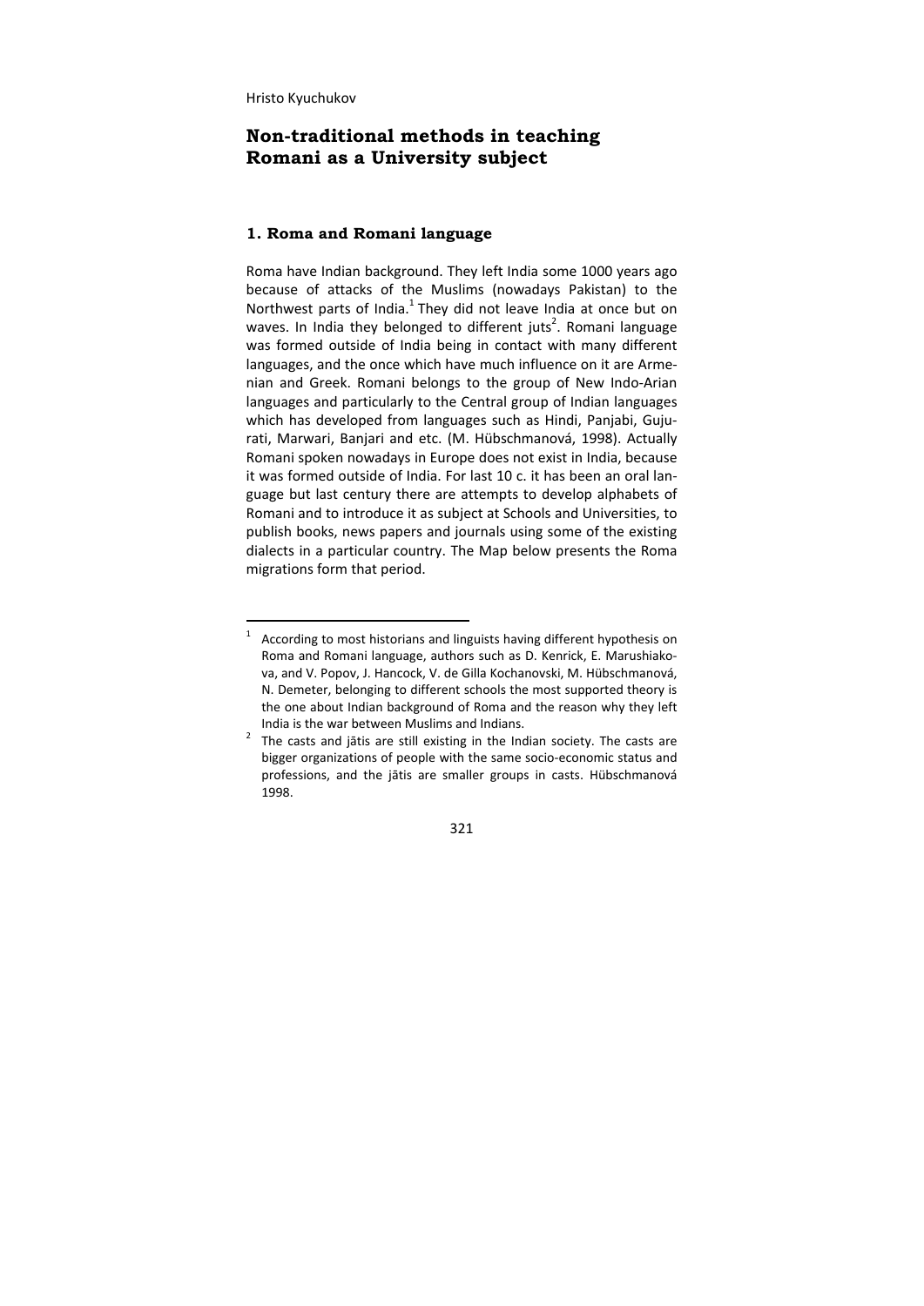Hristo Kyuchukov

# Non-traditional methods in teaching Romani as a University subject

## 1. Roma and Romani language

Roma have Indian background. They left India some 1000 years ago because of attacks of the Muslims (nowadays Pakistan) to the Northwest parts of India.[1] They did not leave India at once but on waves. In India they belonged to different juts[2]. Romani language was formed outside of India being in contact with many different languages, and the once which have much influence on it are Armenian and Greek. Romani belongs to the group of New Indo-Arian languages and particularly to the Central group of Indian languages which has developed from languages such as Hindi, Panjabi, Gujurati, Marwari, Banjari and etc. (M. Hübschmanová, 1998). Actually Romani spoken nowadays in Europe does not exist in India, because it was formed outside of India. For last 10 c. it has been an oral language but last century there are attempts to develop alphabets of Romani and to introduce it as subject at Schools and Universities, to publish books, news papers and journals using some of the existing dialects in a particular country. The Map below presents the Roma migrations form that period.

---

[1] According to most historians and linguists having different hypothesis on Roma and Romani language, authors such as D. Kenrick, E. Marushiakova, and V. Popov, J. Hancock, V. de Gilla Kochanovski, M. Hübschmanová, N. Demeter, belonging to different schools the most supported theory is the one about Indian background of Roma and the reason why they left India is the war between Muslims and Indians.

[2] The casts and jātis are still existing in the Indian society. The casts are bigger organizations of people with the same socio-economic status and professions, and the jātis are smaller groups in casts. Hübschmanová 1998.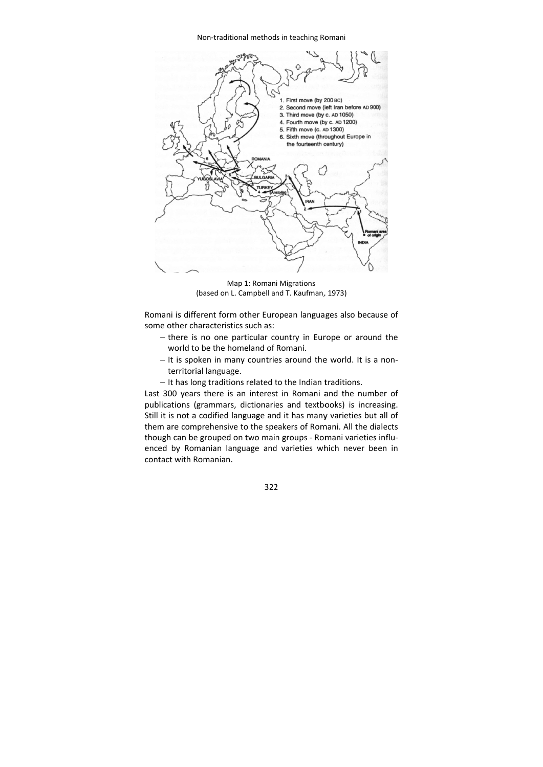Map 1: Romani Migrations
(based on L. Campbell and T. Kaufman, 1973)

Romani is different form other European languages also because of some other characteristics such as:

- there is no one particular country in Europe or around the world to be the homeland of Romani.
- It is spoken in many countries around the world. It is a non-territorial language.
- It has long traditions related to the Indian traditions.

Last 300 years there is an interest in Romani and the number of publications (grammars, dictionaries and textbooks) is increasing. Still it is not a codified language and it has many varieties but all of them are comprehensive to the speakers of Romani. All the dialects though can be grouped on two main groups - Romani varieties influenced by Romanian language and varieties which never been in contact with Romanian.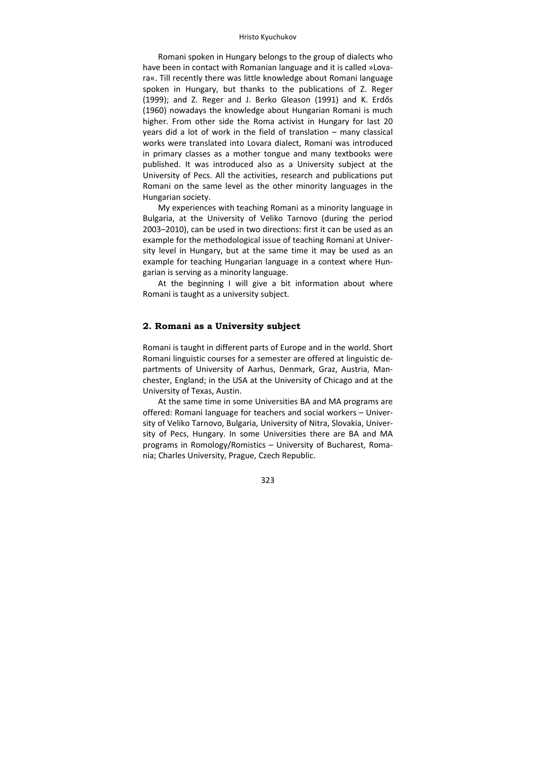Romani spoken in Hungary belongs to the group of dialects who have been in contact with Romanian language and it is called »Lovara«. Till recently there was little knowledge about Romani language spoken in Hungary, but thanks to the publications of Z. Reger (1999); and Z. Reger and J. Berko Gleason (1991) and K. Erdős (1960) nowadays the knowledge about Hungarian Romani is much higher. From other side the Roma activist in Hungary for last 20 years did a lot of work in the field of translation – many classical works were translated into Lovara dialect, Romani was introduced in primary classes as a mother tongue and many textbooks were published. It was introduced also as a University subject at the University of Pecs. All the activities, research and publications put Romani on the same level as the other minority languages in the Hungarian society.

My experiences with teaching Romani as a minority language in Bulgaria, at the University of Veliko Tarnovo (during the period 2003–2010), can be used in two directions: first it can be used as an example for the methodological issue of teaching Romani at University level in Hungary, but at the same time it may be used as an example for teaching Hungarian language in a context where Hungarian is serving as a minority language.

At the beginning I will give a bit information about where Romani is taught as a university subject.

## 2. Romani as a University subject

Romani is taught in different parts of Europe and in the world. Short Romani linguistic courses for a semester are offered at linguistic departments of University of Aarhus, Denmark, Graz, Austria, Manchester, England; in the USA at the University of Chicago and at the University of Texas, Austin.

At the same time in some Universities BA and MA programs are offered: Romani language for teachers and social workers – University of Veliko Tarnovo, Bulgaria, University of Nitra, Slovakia, University of Pecs, Hungary. In some Universities there are BA and MA programs in Romology/Romistics – University of Bucharest, Romania; Charles University, Prague, Czech Republic.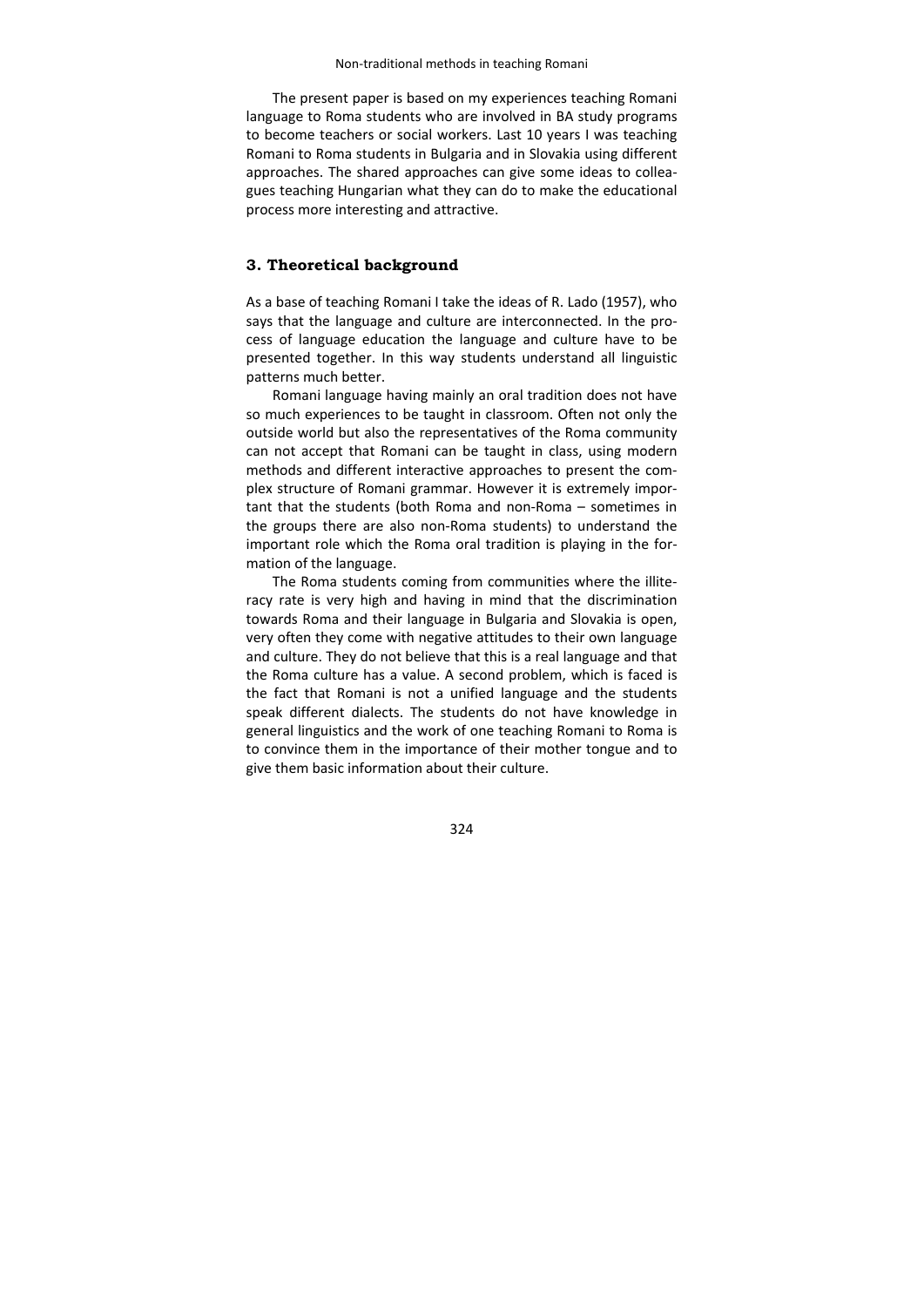The present paper is based on my experiences teaching Romani language to Roma students who are involved in BA study programs to become teachers or social workers. Last 10 years I was teaching Romani to Roma students in Bulgaria and in Slovakia using different approaches. The shared approaches can give some ideas to colleagues teaching Hungarian what they can do to make the educational process more interesting and attractive.

## 3. Theoretical background

As a base of teaching Romani I take the ideas of R. Lado (1957), who says that the language and culture are interconnected. In the process of language education the language and culture have to be presented together. In this way students understand all linguistic patterns much better.

Romani language having mainly an oral tradition does not have so much experiences to be taught in classroom. Often not only the outside world but also the representatives of the Roma community can not accept that Romani can be taught in class, using modern methods and different interactive approaches to present the complex structure of Romani grammar. However it is extremely important that the students (both Roma and non-Roma – sometimes in the groups there are also non-Roma students) to understand the important role which the Roma oral tradition is playing in the formation of the language.

The Roma students coming from communities where the illiteracy rate is very high and having in mind that the discrimination towards Roma and their language in Bulgaria and Slovakia is open, very often they come with negative attitudes to their own language and culture. They do not believe that this is a real language and that the Roma culture has a value. A second problem, which is faced is the fact that Romani is not a unified language and the students speak different dialects. The students do not have knowledge in general linguistics and the work of one teaching Romani to Roma is to convince them in the importance of their mother tongue and to give them basic information about their culture.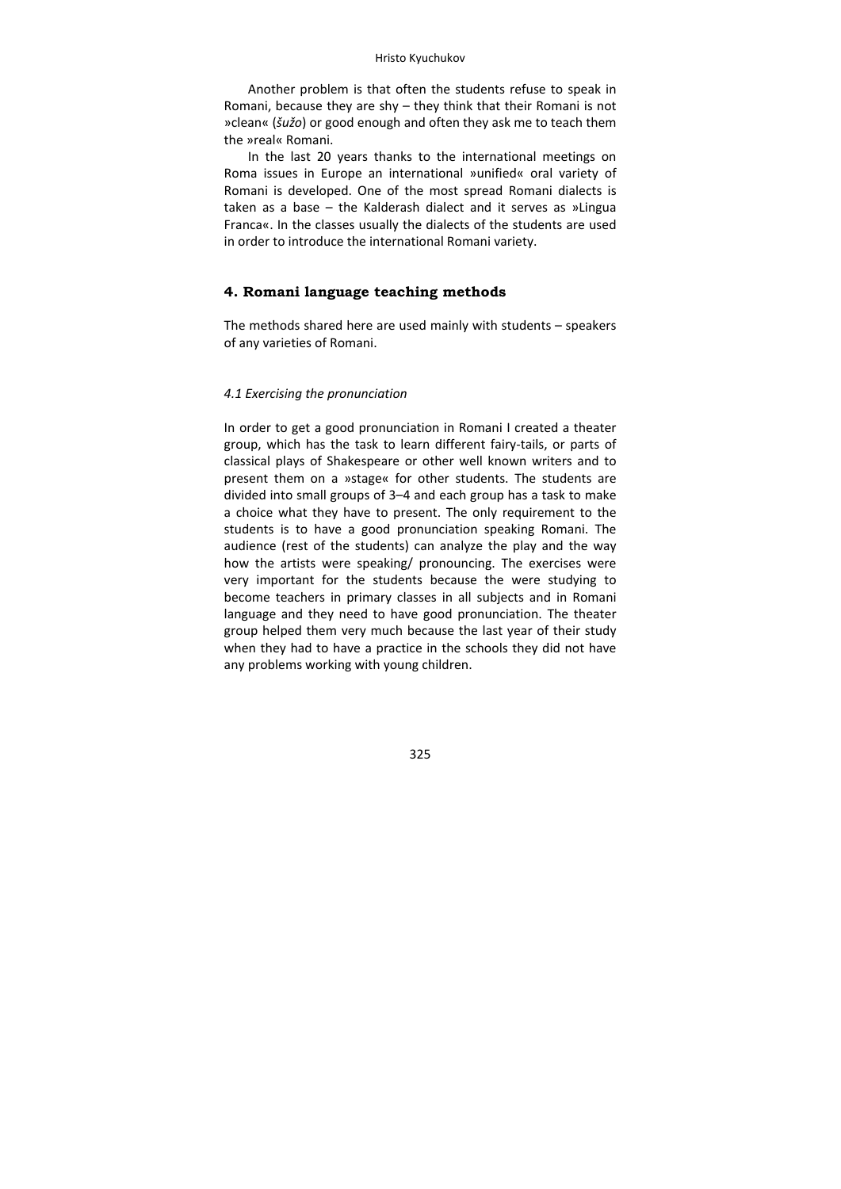Another problem is that often the students refuse to speak in Romani, because they are shy – they think that their Romani is not »clean« (*šužo*) or good enough and often they ask me to teach them the »real« Romani.

In the last 20 years thanks to the international meetings on Roma issues in Europe an international »unified« oral variety of Romani is developed. One of the most spread Romani dialects is taken as a base – the Kalderash dialect and it serves as »Lingua Franca«. In the classes usually the dialects of the students are used in order to introduce the international Romani variety.

## 4. Romani language teaching methods

The methods shared here are used mainly with students – speakers of any varieties of Romani.

### *4.1 Exercising the pronunciation*

In order to get a good pronunciation in Romani I created a theater group, which has the task to learn different fairy-tails, or parts of classical plays of Shakespeare or other well known writers and to present them on a »stage« for other students. The students are divided into small groups of 3–4 and each group has a task to make a choice what they have to present. The only requirement to the students is to have a good pronunciation speaking Romani. The audience (rest of the students) can analyze the play and the way how the artists were speaking/ pronouncing. The exercises were very important for the students because the were studying to become teachers in primary classes in all subjects and in Romani language and they need to have good pronunciation. The theater group helped them very much because the last year of their study when they had to have a practice in the schools they did not have any problems working with young children.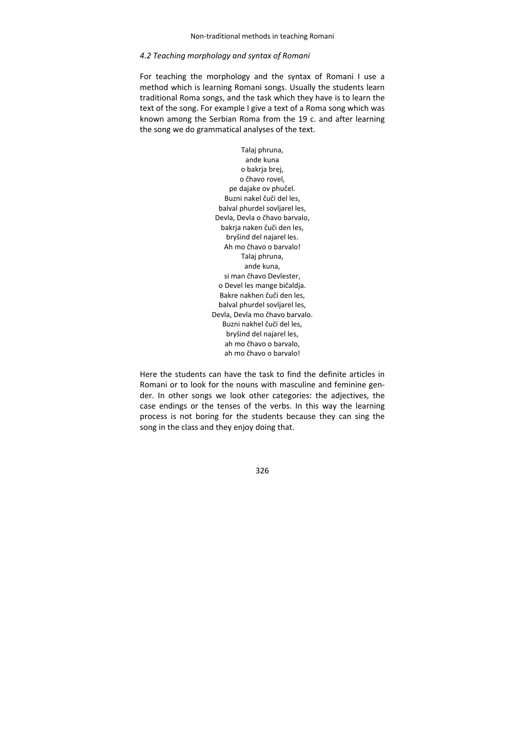### *4.2 Teaching morphology and syntax of Romani*

For teaching the morphology and the syntax of Romani I use a method which is learning Romani songs. Usually the students learn traditional Roma songs, and the task which they have is to learn the text of the song. For example I give a text of a Roma song which was known among the Serbian Roma from the 19 c. and after learning the song we do grammatical analyses of the text.

Talaj phruna,  
ande kuna  
o bakrja brej,  
o čhavo rovel,  
pe dajake ov phučel.  
Buzni nakel čuči del les,  
balval phurdel sovljarel les,  
Devla, Devla o čhavo barvalo,  
bakrja naken čuči den les,  
bryšind del najarel les.  
Ah mo čhavo o barvalo!  
Talaj phruna,  
ande kuna,  
si man čhavo Devlester,  
o Devel les mange bičaldja.  
Bakre nakhen čuči den les,  
balval phurdel sovljarel les,  
Devla, Devla mo čhavo barvalo.  
Buzni nakhel čuči del les,  
bryšind del najarel les,  
ah mo čhavo o barvalo,  
ah mo čhavo o barvalo!

Here the students can have the task to find the definite articles in Romani or to look for the nouns with masculine and feminine gender. In other songs we look other categories: the adjectives, the case endings or the tenses of the verbs. In this way the learning process is not boring for the students because they can sing the song in the class and they enjoy doing that.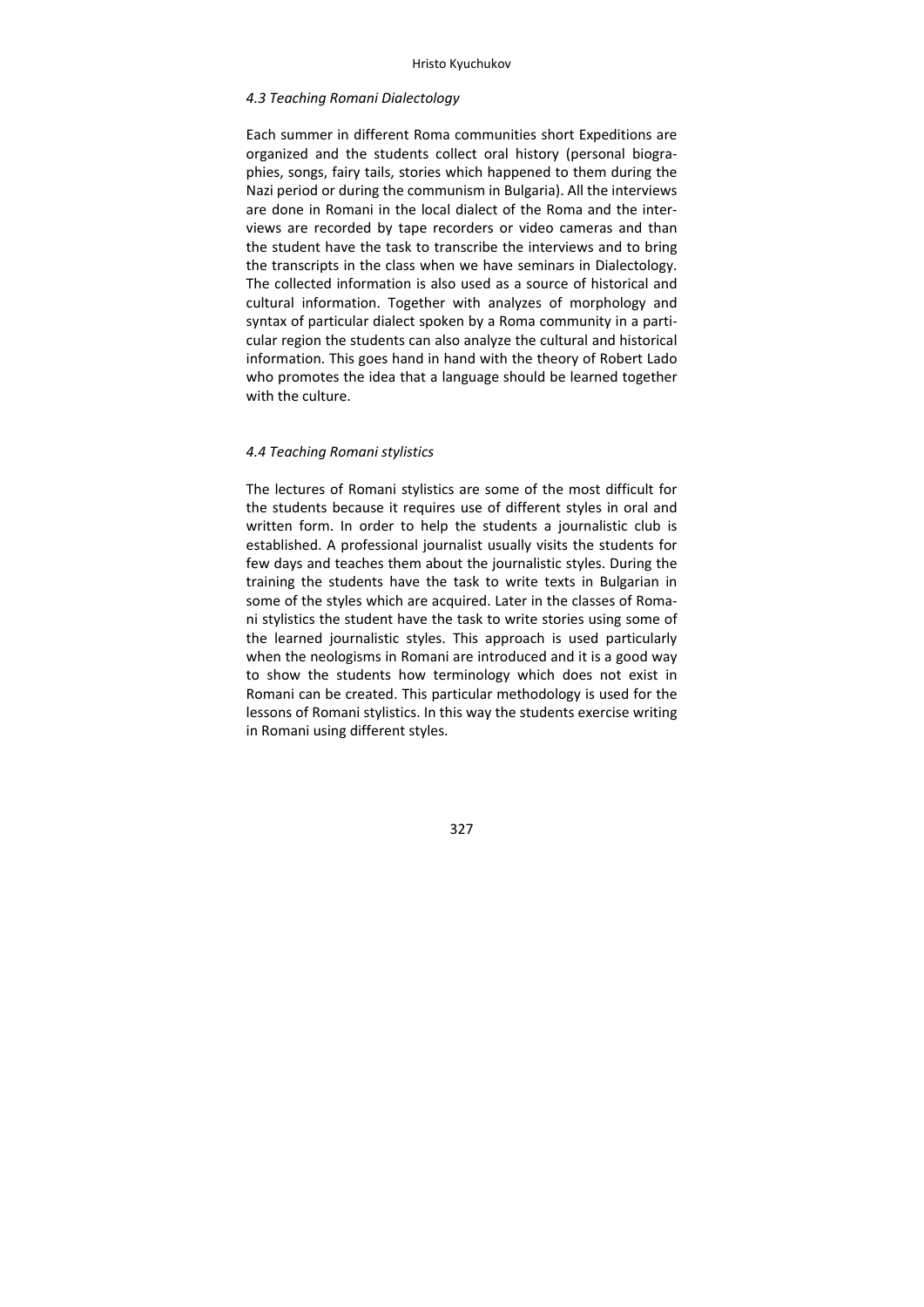*4.3 Teaching Romani Dialectology*

Each summer in different Roma communities short Expeditions are organized and the students collect oral history (personal biographies, songs, fairy tails, stories which happened to them during the Nazi period or during the communism in Bulgaria). All the interviews are done in Romani in the local dialect of the Roma and the interviews are recorded by tape recorders or video cameras and than the student have the task to transcribe the interviews and to bring the transcripts in the class when we have seminars in Dialectology. The collected information is also used as a source of historical and cultural information. Together with analyzes of morphology and syntax of particular dialect spoken by a Roma community in a particular region the students can also analyze the cultural and historical information. This goes hand in hand with the theory of Robert Lado who promotes the idea that a language should be learned together with the culture.

*4.4 Teaching Romani stylistics*

The lectures of Romani stylistics are some of the most difficult for the students because it requires use of different styles in oral and written form. In order to help the students a journalistic club is established. A professional journalist usually visits the students for few days and teaches them about the journalistic styles. During the training the students have the task to write texts in Bulgarian in some of the styles which are acquired. Later in the classes of Romani stylistics the student have the task to write stories using some of the learned journalistic styles. This approach is used particularly when the neologisms in Romani are introduced and it is a good way to show the students how terminology which does not exist in Romani can be created. This particular methodology is used for the lessons of Romani stylistics. In this way the students exercise writing in Romani using different styles.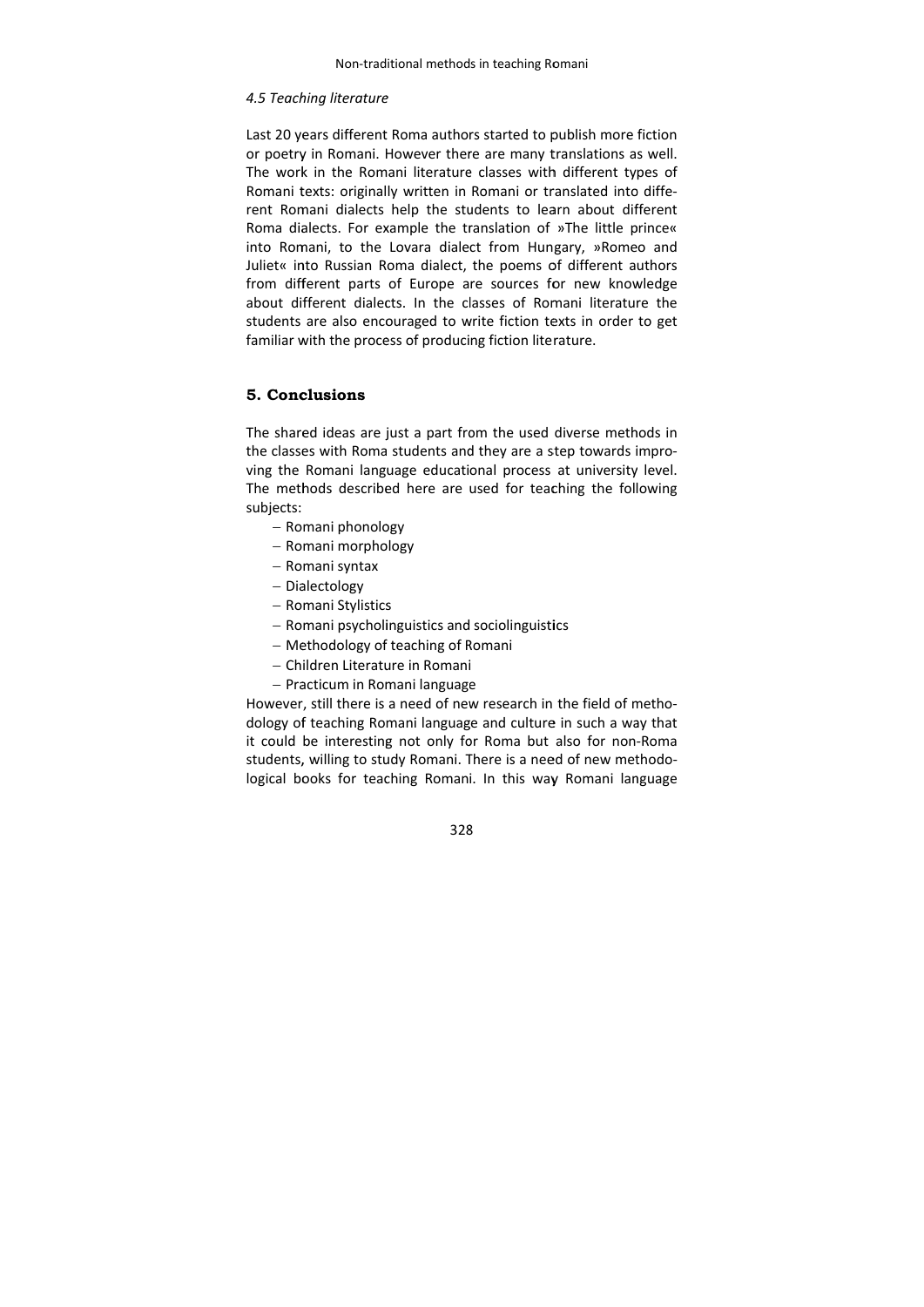*4.5 Teaching literature*

Last 20 years different Roma authors started to publish more fiction or poetry in Romani. However there are many translations as well. The work in the Romani literature classes with different types of Romani texts: originally written in Romani or translated into different Romani dialects help the students to learn about different Roma dialects. For example the translation of »The little prince« into Romani, to the Lovara dialect from Hungary, »Romeo and Juliet« into Russian Roma dialect, the poems of different authors from different parts of Europe are sources for new knowledge about different dialects. In the classes of Romani literature the students are also encouraged to write fiction texts in order to get familiar with the process of producing fiction literature.

## 5. Conclusions

The shared ideas are just a part from the used diverse methods in the classes with Roma students and they are a step towards improving the Romani language educational process at university level. The methods described here are used for teaching the following subjects:

- Romani phonology
- Romani morphology
- Romani syntax
- Dialectology
- Romani Stylistics
- Romani psycholinguistics and sociolinguistics
- Methodology of teaching of Romani
- Children Literature in Romani
- Practicum in Romani language

However, still there is a need of new research in the field of methodology of teaching Romani language and culture in such a way that it could be interesting not only for Roma but also for non-Roma students, willing to study Romani. There is a need of new methodological books for teaching Romani. In this way Romani language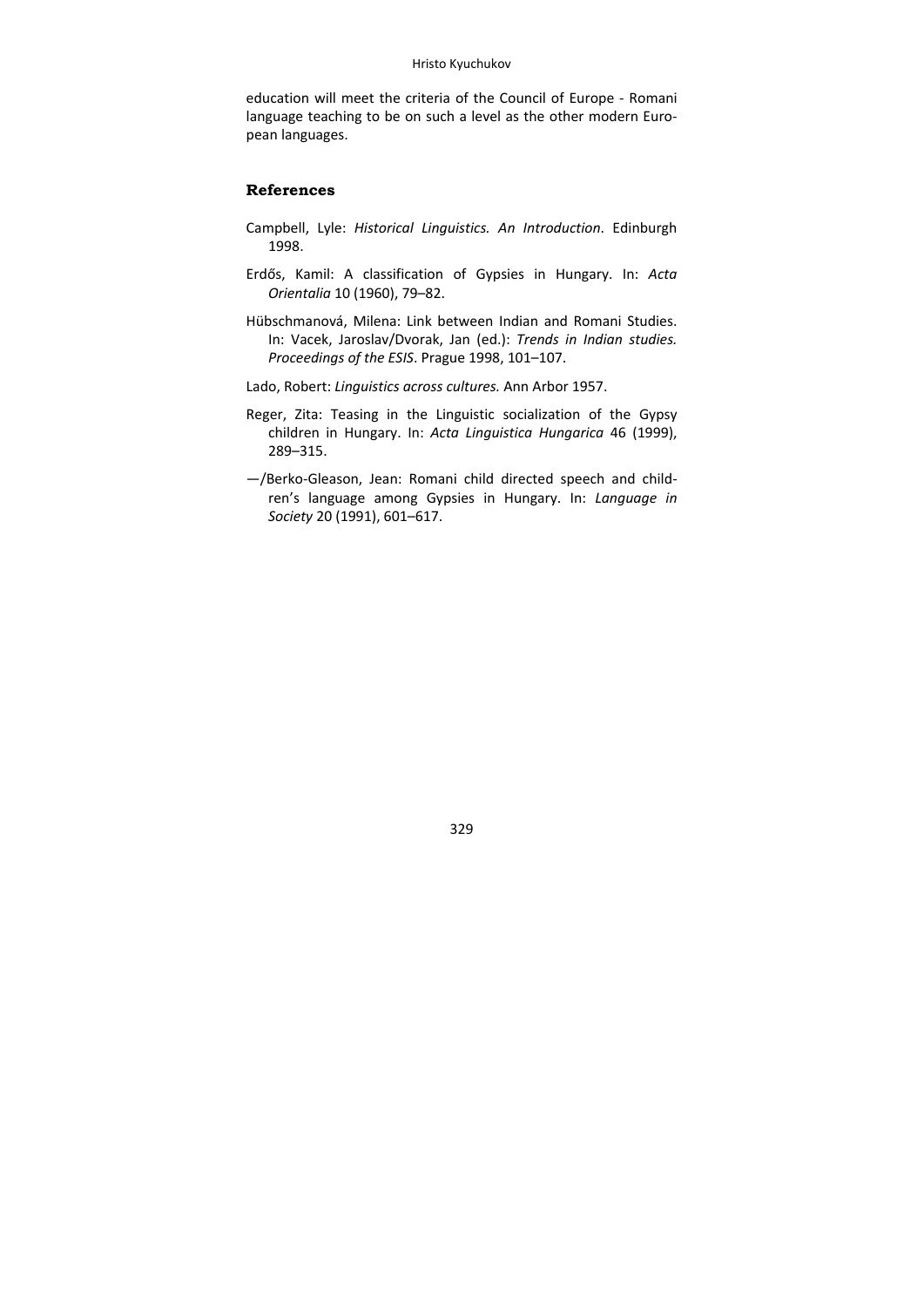education will meet the criteria of the Council of Europe - Romani language teaching to be on such a level as the other modern European languages.

## References

Campbell, Lyle: *Historical Linguistics. An Introduction*. Edinburgh 1998.

Erdős, Kamil: A classification of Gypsies in Hungary. In: *Acta Orientalia* 10 (1960), 79–82.

Hübschmanová, Milena: Link between Indian and Romani Studies. In: Vacek, Jaroslav/Dvorak, Jan (ed.): *Trends in Indian studies. Proceedings of the ESIS*. Prague 1998, 101–107.

Lado, Robert: *Linguistics across cultures.* Ann Arbor 1957.

Reger, Zita: Teasing in the Linguistic socialization of the Gypsy children in Hungary. In: *Acta Linguistica Hungarica* 46 (1999), 289–315.

—/Berko-Gleason, Jean: Romani child directed speech and children's language among Gypsies in Hungary. In: *Language in Society* 20 (1991), 601–617.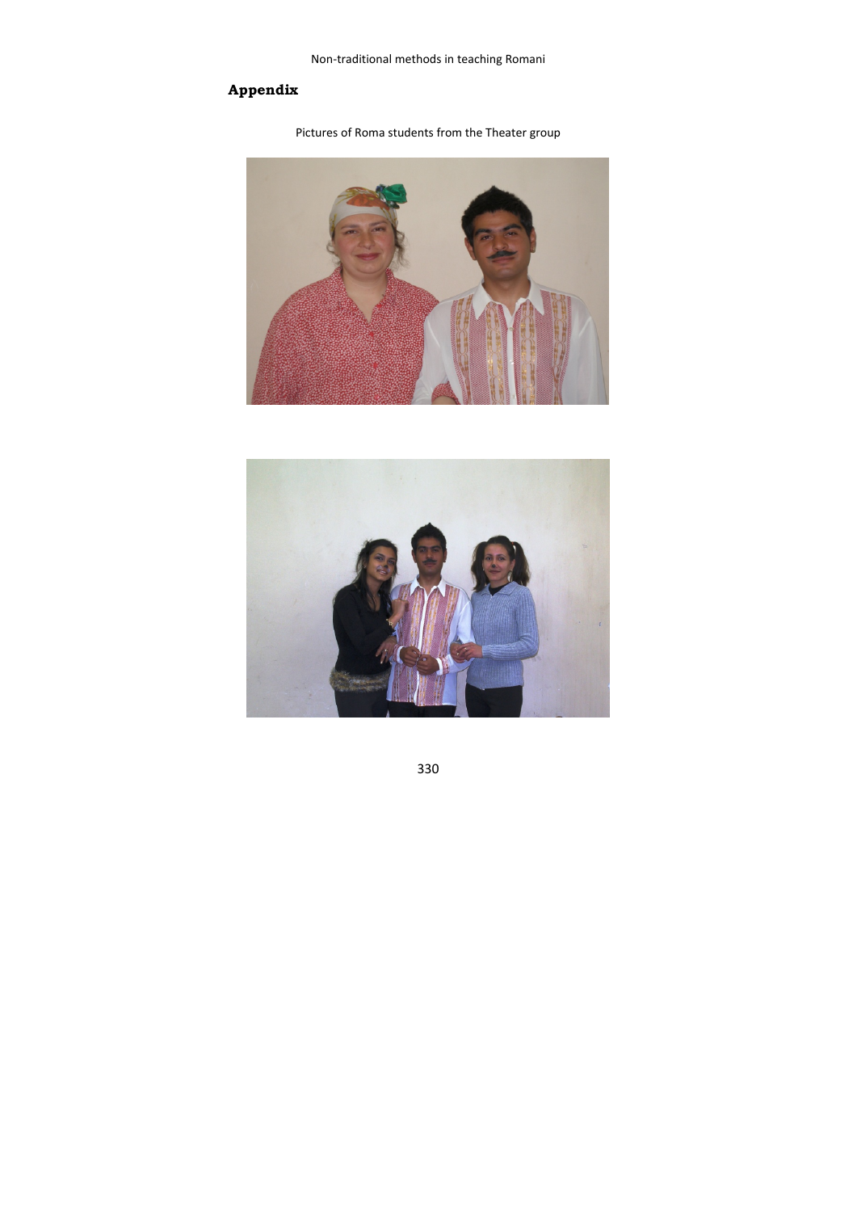## Appendix

Pictures of Roma students from the Theater group